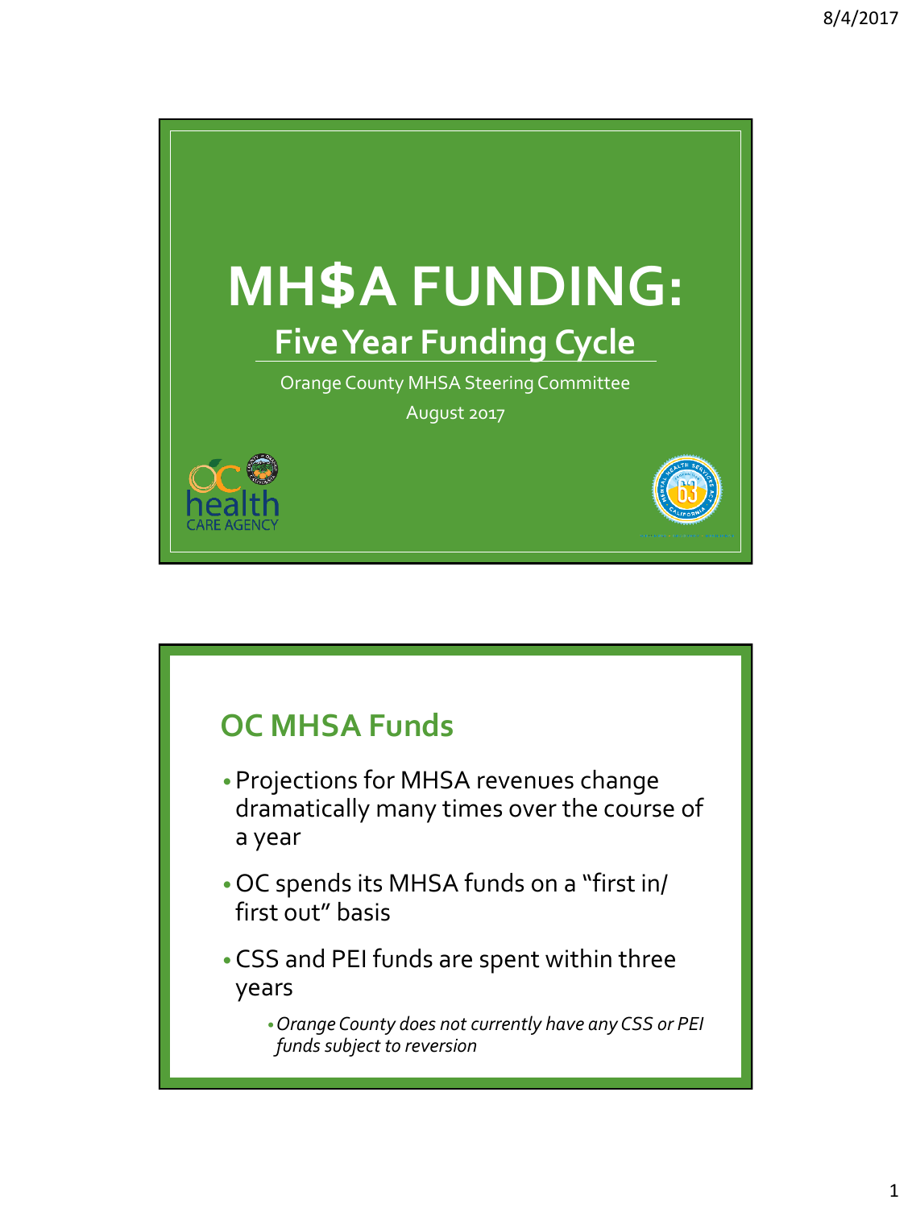# MH$A FUNDING:

## Five Year Funding Cycle

Orange County MHSA Steering Committee

August 2017

## OC MHSA Funds

- Projections for MHSA revenues change dramatically many times over the course of a year
- OC spends its MHSA funds on a "first in/ first out" basis
- CSS and PEI funds are spent within three years
  - *Orange County does not currently have any CSS or PEI funds subject to reversion*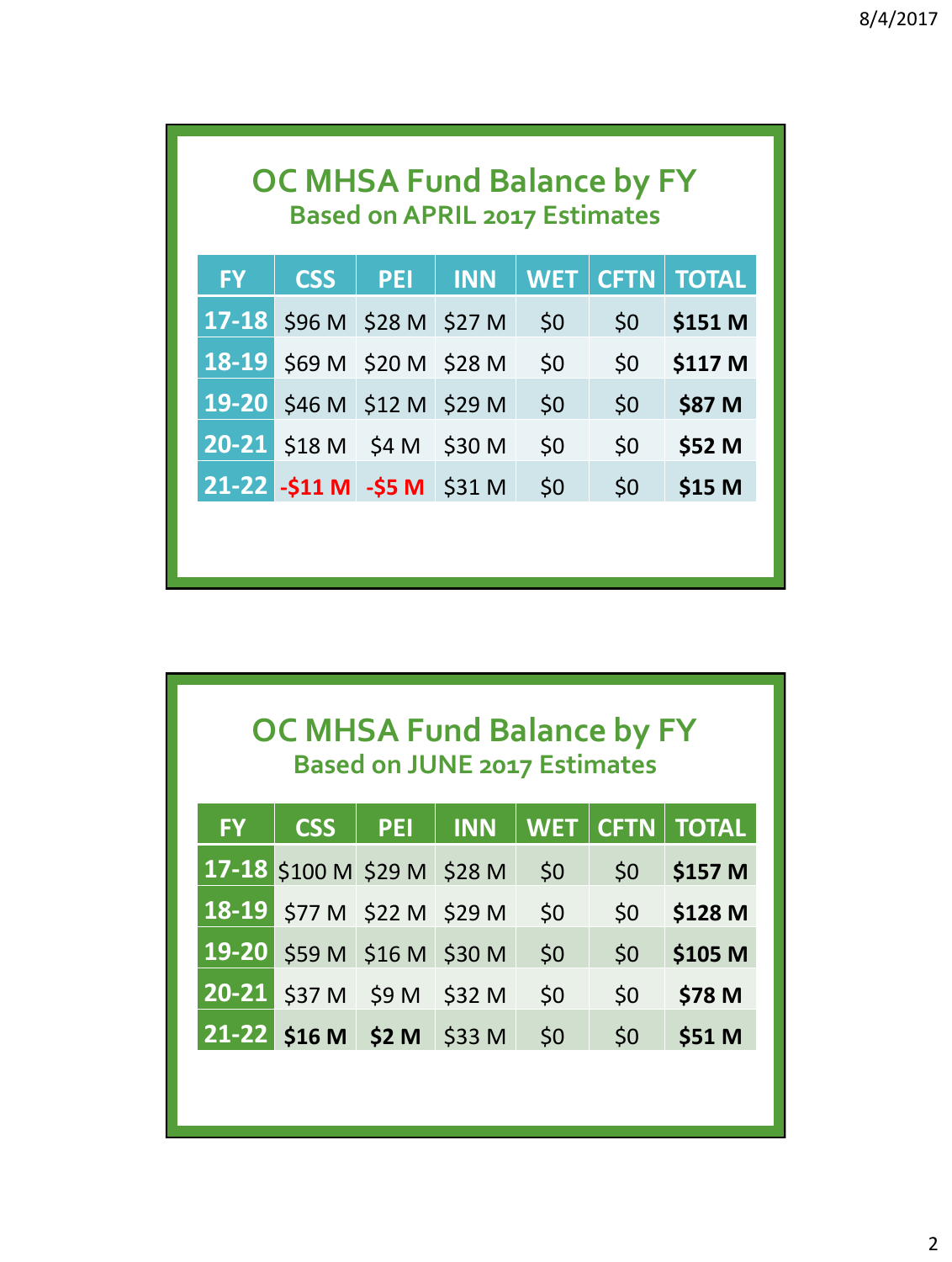## OC MHSA Fund Balance by FY

### Based on APRIL 2017 Estimates

| FY | CSS | PEI | INN | WET | CFTN | TOTAL |
|---|---|---|---|---|---|---|
| 17-18 | $96 M | $28 M | $27 M | $0 | $0 | **$151 M** |
| 18-19 | $69 M | $20 M | $28 M | $0 | $0 | **$117 M** |
| 19-20 | $46 M | $12 M | $29 M | $0 | $0 | **$87 M** |
| 20-21 | $18 M | $4 M | $30 M | $0 | $0 | **$52 M** |
| 21-22 | **-$11 M** | **-$5 M** | $31 M | $0 | $0 | **$15 M** |

## OC MHSA Fund Balance by FY

### Based on JUNE 2017 Estimates

| FY | CSS | PEI | INN | WET | CFTN | TOTAL |
|---|---|---|---|---|---|---|
| 17-18 | $100 M | $29 M | $28 M | $0 | $0 | **$157 M** |
| 18-19 | $77 M | $22 M | $29 M | $0 | $0 | **$128 M** |
| 19-20 | $59 M | $16 M | $30 M | $0 | $0 | **$105 M** |
| 20-21 | $37 M | $9 M | $32 M | $0 | $0 | **$78 M** |
| 21-22 | **$16 M** | **$2 M** | $33 M | $0 | $0 | **$51 M** |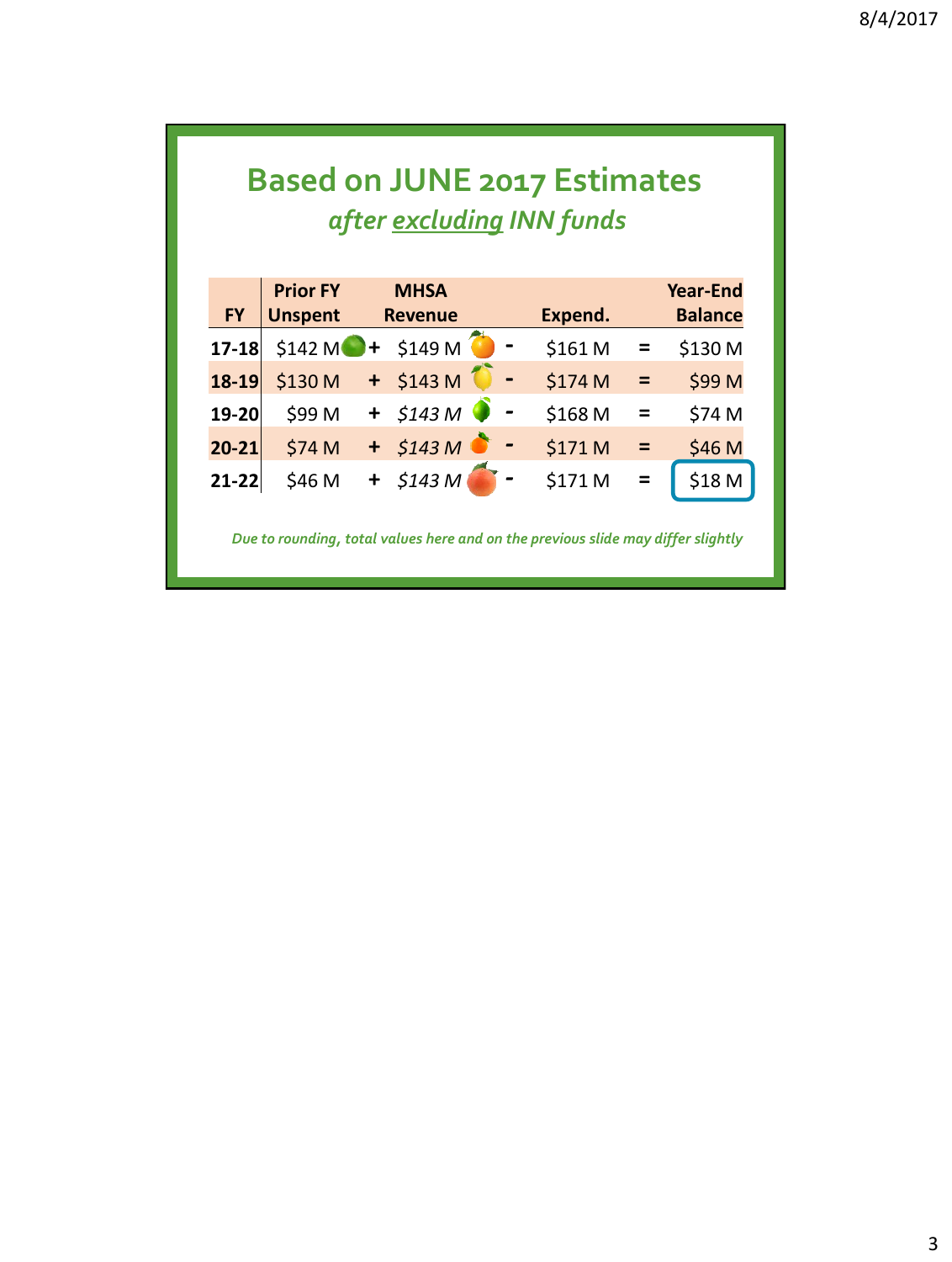# Based on JUNE 2017 Estimates

*after* ***excluding*** *INN funds*

| FY | Prior FY Unspent | | MHSA Revenue | | Expend. | | Year-End Balance |
|---|---|---|---|---|---|---|---|
| 17-18 | $142 M | + | $149 M | - | $161 M | = | $130 M |
| 18-19 | $130 M | + | $143 M | - | $174 M | = | $99 M |
| 19-20 | $99 M | + | *$143 M* | - | $168 M | = | $74 M |
| 20-21 | $74 M | + | *$143 M* | - | $171 M | = | $46 M |
| 21-22 | $46 M | + | *$143 M* | - | $171 M | = | $18 M |

*Due to rounding, total values here and on the previous slide may differ slightly*